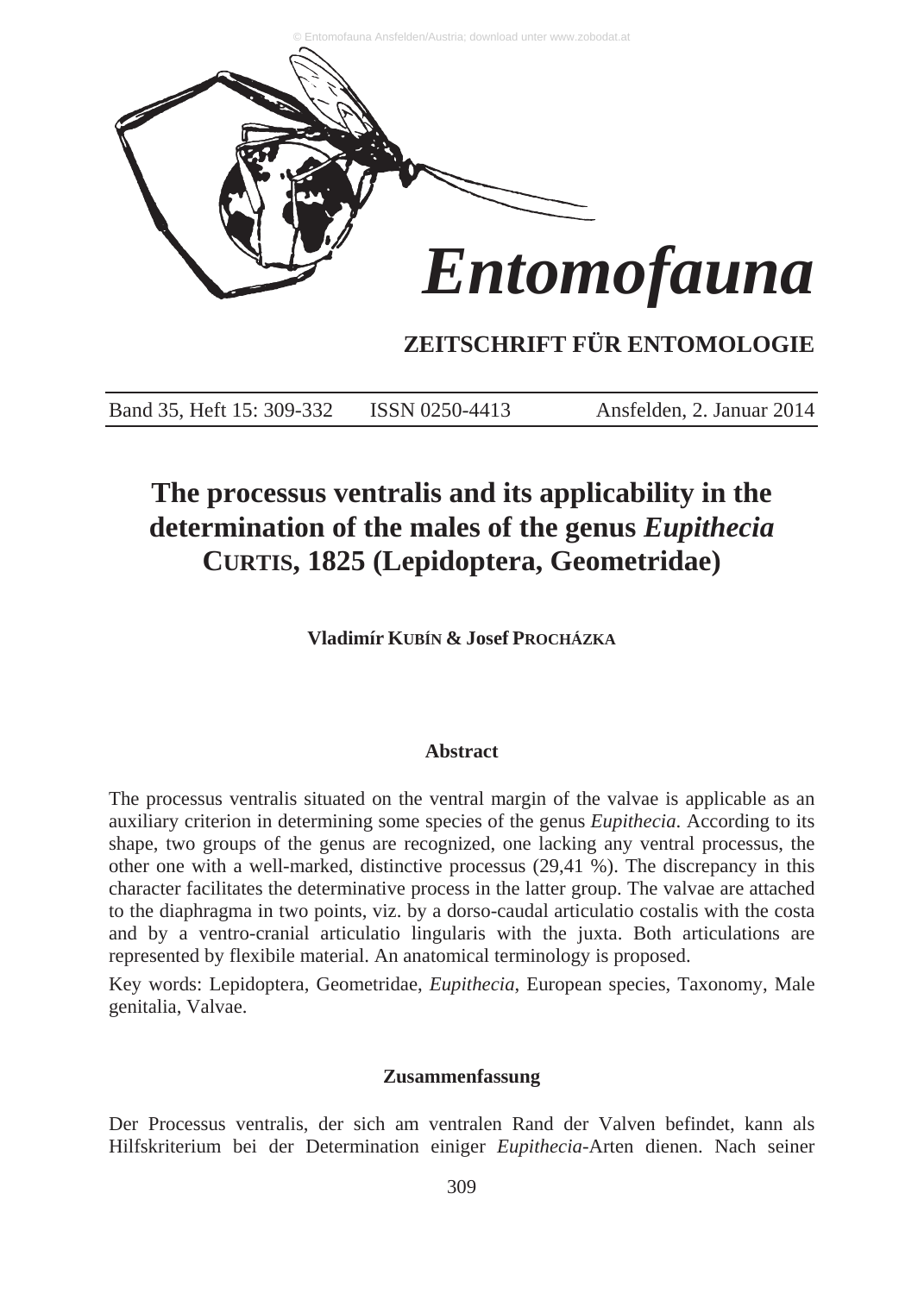# Entomofauna

## ZEITSCHRIFT FÜR ENTOMOLOGIE

Band 35, Heft 15: 309-332 ISSN 0250-4413 Ansfelden, 2. Januar 2014

# The processus ventralis and its applicability in the determination of the males of the genus *Eupithecia* CURTIS, 1825 (Lepidoptera, Geometridae)

**Vladimír KUBÍN & Josef PROCHÁZKA**

### Abstract

The processus ventralis situated on the ventral margin of the valvae is applicable as an auxiliary criterion in determining some species of the genus *Eupithecia*. According to its shape, two groups of the genus are recognized, one lacking any ventral processus, the other one with a well-marked, distinctive processus (29,41 %). The discrepancy in this character facilitates the determinative process in the latter group. The valvae are attached to the diaphragma in two points, viz. by a dorso-caudal articulatio costalis with the costa and by a ventro-cranial articulatio lingularis with the juxta. Both articulations are represented by flexibile material. An anatomical terminology is proposed.

Key words: Lepidoptera, Geometridae, *Eupithecia*, European species, Taxonomy, Male genitalia, Valvae.

### Zusammenfassung

Der Processus ventralis, der sich am ventralen Rand der Valven befindet, kann als Hilfskriterium bei der Determination einiger *Eupithecia*-Arten dienen. Nach seiner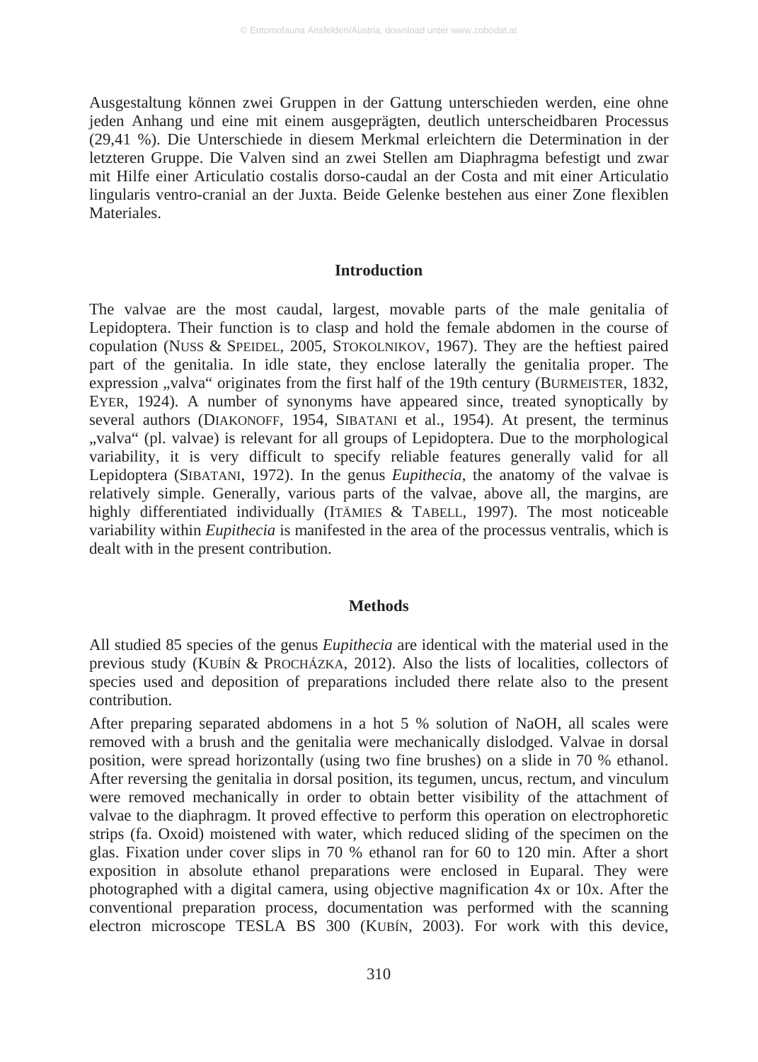Ausgestaltung können zwei Gruppen in der Gattung unterschieden werden, eine ohne jeden Anhang und eine mit einem ausgeprägten, deutlich unterscheidbaren Processus (29,41 %). Die Unterschiede in diesem Merkmal erleichtern die Determination in der letzteren Gruppe. Die Valven sind an zwei Stellen am Diaphragma befestigt und zwar mit Hilfe einer Articulatio costalis dorso-caudal an der Costa and mit einer Articulatio lingularis ventro-cranial an der Juxta. Beide Gelenke bestehen aus einer Zone flexiblen Materiales.

## Introduction

The valvae are the most caudal, largest, movable parts of the male genitalia of Lepidoptera. Their function is to clasp and hold the female abdomen in the course of copulation (NUSS & SPEIDEL, 2005, STOKOLNIKOV, 1967). They are the heftiest paired part of the genitalia. In idle state, they enclose laterally the genitalia proper. The expression „valva“ originates from the first half of the 19th century (BURMEISTER, 1832, EYER, 1924). A number of synonyms have appeared since, treated synoptically by several authors (DIAKONOFF, 1954, SIBATANI et al., 1954). At present, the terminus „valva“ (pl. valvae) is relevant for all groups of Lepidoptera. Due to the morphological variability, it is very difficult to specify reliable features generally valid for all Lepidoptera (SIBATANI, 1972). In the genus *Eupithecia*, the anatomy of the valvae is relatively simple. Generally, various parts of the valvae, above all, the margins, are highly differentiated individually (ITÄMIES & TABELL, 1997). The most noticeable variability within *Eupithecia* is manifested in the area of the processus ventralis, which is dealt with in the present contribution.

## Methods

All studied 85 species of the genus *Eupithecia* are identical with the material used in the previous study (KUBÍN & PROCHÁZKA, 2012). Also the lists of localities, collectors of species used and deposition of preparations included there relate also to the present contribution.

After preparing separated abdomens in a hot 5 % solution of NaOH, all scales were removed with a brush and the genitalia were mechanically dislodged. Valvae in dorsal position, were spread horizontally (using two fine brushes) on a slide in 70 % ethanol. After reversing the genitalia in dorsal position, its tegumen, uncus, rectum, and vinculum were removed mechanically in order to obtain better visibility of the attachment of valvae to the diaphragm. It proved effective to perform this operation on electrophoretic strips (fa. Oxoid) moistened with water, which reduced sliding of the specimen on the glas. Fixation under cover slips in 70 % ethanol ran for 60 to 120 min. After a short exposition in absolute ethanol preparations were enclosed in Euparal. They were photographed with a digital camera, using objective magnification 4x or 10x. After the conventional preparation process, documentation was performed with the scanning electron microscope TESLA BS 300 (KUBÍN, 2003). For work with this device,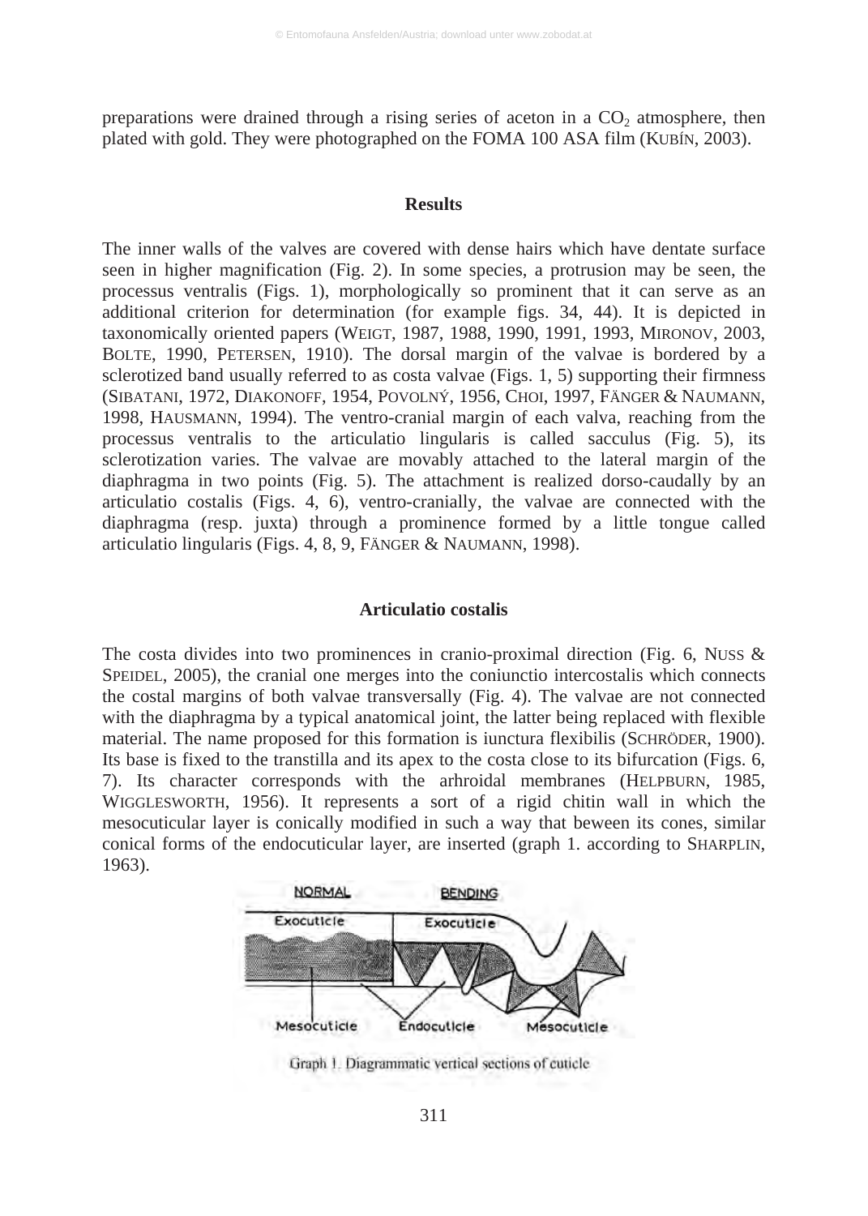preparations were drained through a rising series of aceton in a $CO_2$ atmosphere, then plated with gold. They were photographed on the FOMA 100 ASA film (KUBÍN, 2003).

## Results

The inner walls of the valves are covered with dense hairs which have dentate surface seen in higher magnification (Fig. 2). In some species, a protrusion may be seen, the processus ventralis (Figs. 1), morphologically so prominent that it can serve as an additional criterion for determination (for example figs. 34, 44). It is depicted in taxonomically oriented papers (WEIGT, 1987, 1988, 1990, 1991, 1993, MIRONOV, 2003, BOLTE, 1990, PETERSEN, 1910). The dorsal margin of the valvae is bordered by a sclerotized band usually referred to as costa valvae (Figs. 1, 5) supporting their firmness (SIBATANI, 1972, DIAKONOFF, 1954, POVOLNÝ, 1956, CHOI, 1997, FÄNGER & NAUMANN, 1998, HAUSMANN, 1994). The ventro-cranial margin of each valva, reaching from the processus ventralis to the articulatio lingularis is called sacculus (Fig. 5), its sclerotization varies. The valvae are movably attached to the lateral margin of the diaphragma in two points (Fig. 5). The attachment is realized dorso-caudally by an articulatio costalis (Figs. 4, 6), ventro-cranially, the valvae are connected with the diaphragma (resp. juxta) through a prominence formed by a little tongue called articulatio lingularis (Figs. 4, 8, 9, FÄNGER & NAUMANN, 1998).

### Articulatio costalis

The costa divides into two prominences in cranio-proximal direction (Fig. 6, NUSS & SPEIDEL, 2005), the cranial one merges into the coniunctio intercostalis which connects the costal margins of both valvae transversally (Fig. 4). The valvae are not connected with the diaphragma by a typical anatomical joint, the latter being replaced with flexible material. The name proposed for this formation is iunctura flexibilis (SCHRÖDER, 1900). Its base is fixed to the transtilla and its apex to the costa close to its bifurcation (Figs. 6, 7). Its character corresponds with the arhroidal membranes (HELPBURN, 1985, WIGGLESWORTH, 1956). It represents a sort of a rigid chitin wall in which the mesocuticular layer is conically modified in such a way that beween its cones, similar conical forms of the endocuticular layer, are inserted (graph 1. according to SHARPLIN, 1963).

Graph 1. Diagrammatic vertical sections of cuticle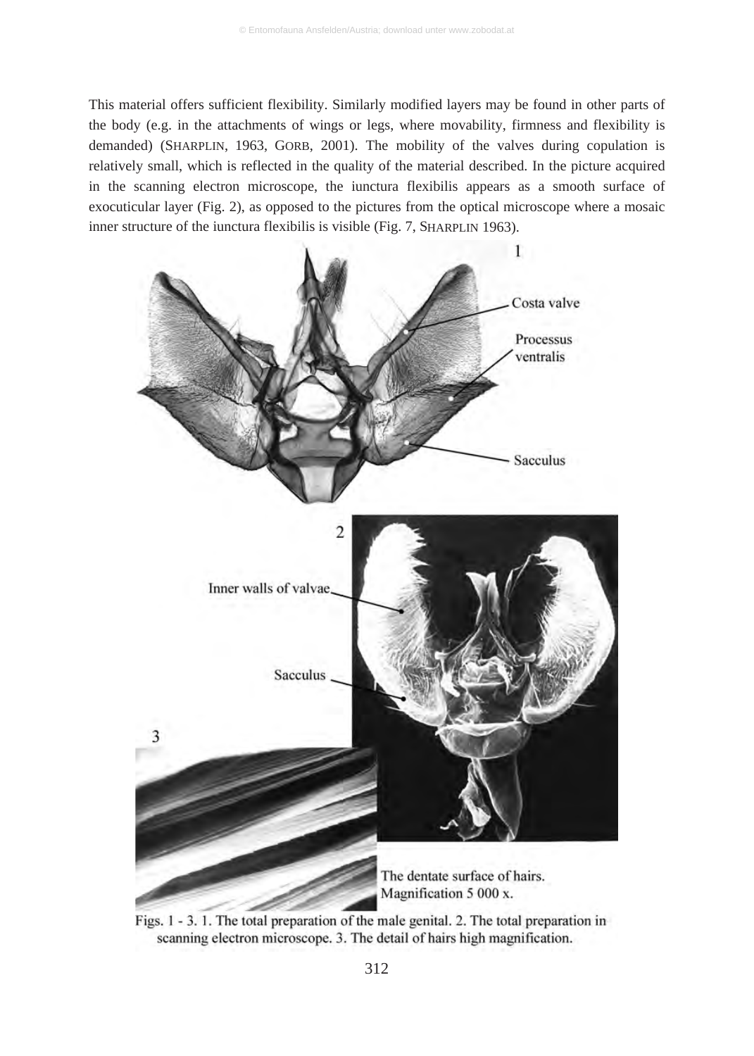This material offers sufficient flexibility. Similarly modified layers may be found in other parts of the body (e.g. in the attachments of wings or legs, where movability, firmness and flexibility is demanded) (SHARPLIN, 1963, GORB, 2001). The mobility of the valves during copulation is relatively small, which is reflected in the quality of the material described. In the picture acquired in the scanning electron microscope, the iunctura flexibilis appears as a smooth surface of exocuticular layer (Fig. 2), as opposed to the pictures from the optical microscope where a mosaic inner structure of the iunctura flexibilis is visible (Fig. 7, SHARPLIN 1963).

The dentate surface of hairs. Magnification 5 000 x.

Figs. 1 - 3. 1. The total preparation of the male genital. 2. The total preparation in scanning electron microscope. 3. The detail of hairs high magnification.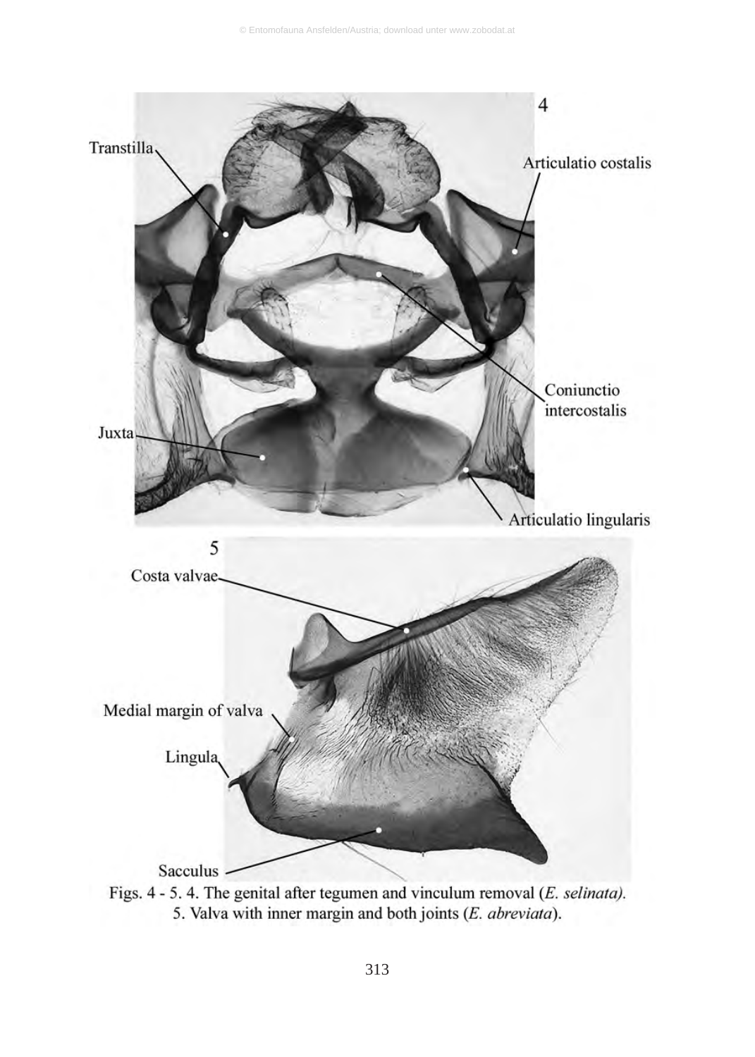Figs. 4 - 5. 4. The genital after tegumen and vinculum removal (*E. selinata).*
5. Valva with inner margin and both joints (*E. abreviata*).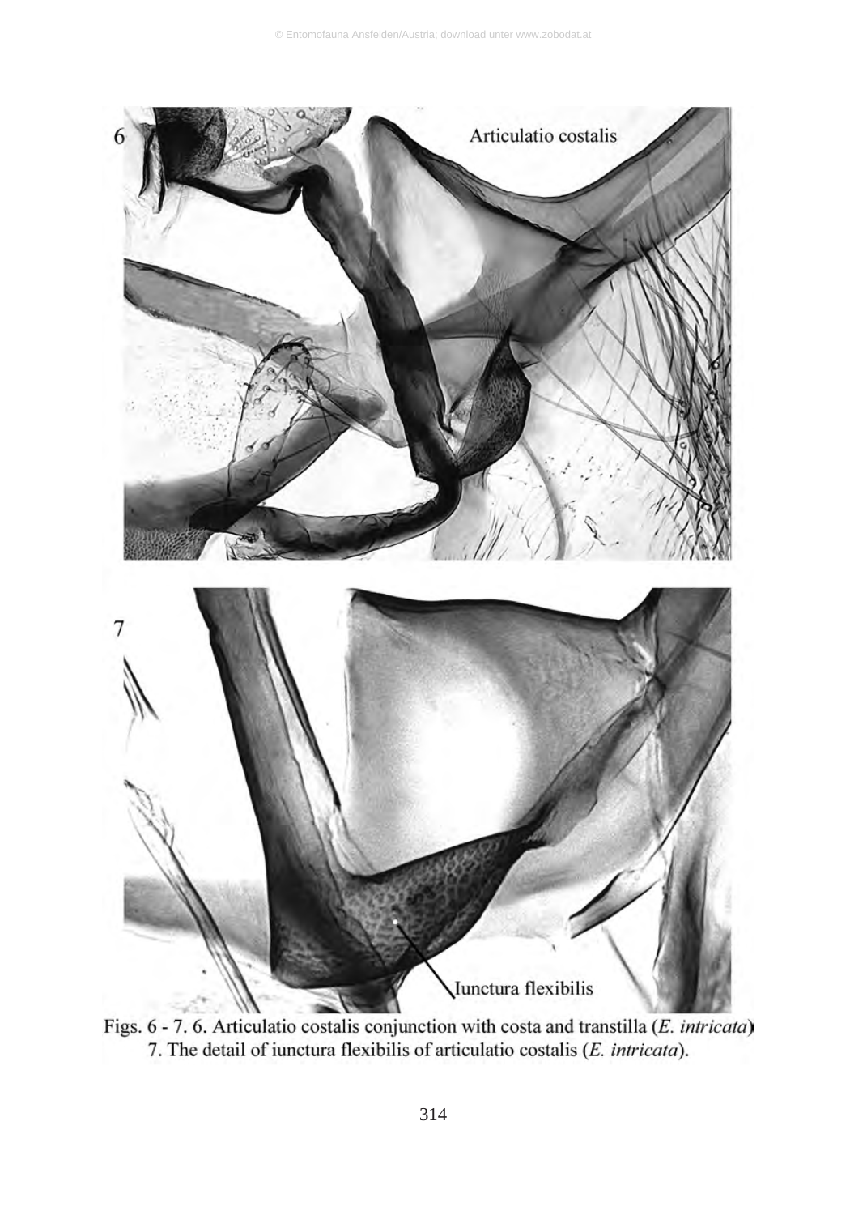Figs. 6 - 7. 6. Articulatio costalis conjunction with costa and transtilla (*E. intricata*) 7. The detail of iunctura flexibilis of articulatio costalis (*E. intricata*).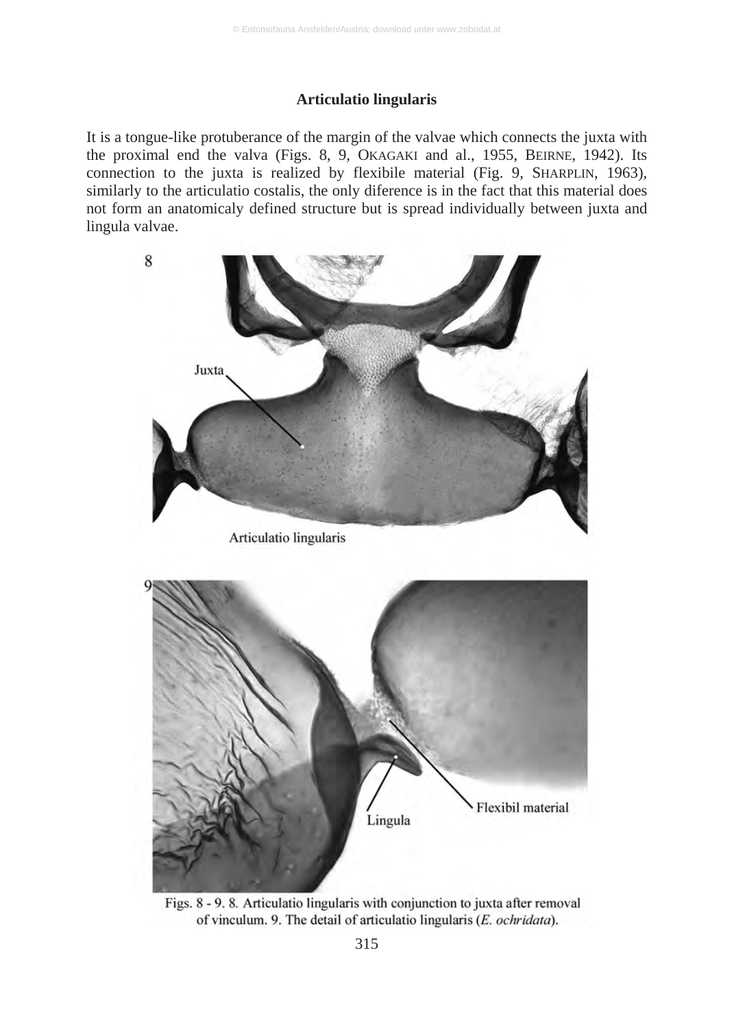### Articulatio lingularis

It is a tongue-like protuberance of the margin of the valvae which connects the juxta with the proximal end the valva (Figs. 8, 9, OKAGAKI and al., 1955, BEIRNE, 1942). Its connection to the juxta is realized by flexibile material (Fig. 9, SHARPLIN, 1963), similarly to the articulatio costalis, the only diference is in the fact that this material does not form an anatomicaly defined structure but is spread individually between juxta and lingula valvae.

Figs. 8 - 9. 8. Articulatio lingularis with conjunction to juxta after removal of vinculum. 9. The detail of articulatio lingularis (*E. ochridata*).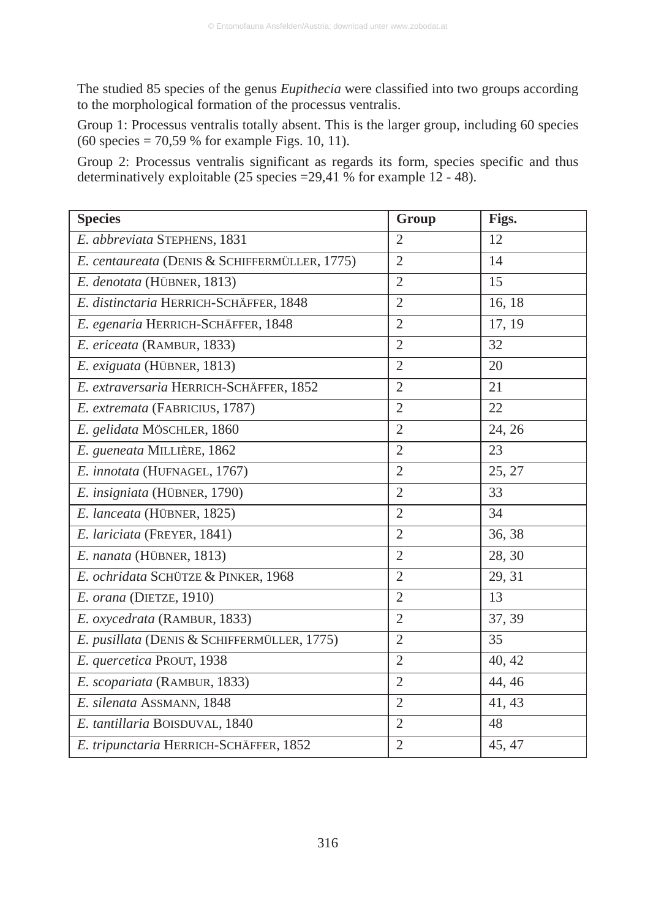The studied 85 species of the genus *Eupithecia* were classified into two groups according to the morphological formation of the processus ventralis.

Group 1: Processus ventralis totally absent. This is the larger group, including 60 species (60 species = 70,59 % for example Figs. 10, 11).

Group 2: Processus ventralis significant as regards its form, species specific and thus determinatively exploitable (25 species =29,41 % for example 12 - 48).

| **Species** | **Group** | **Figs.** |
|---|---|---|
| *E. abbreviata* STEPHENS, 1831 | 2 | 12 |
| *E. centaureata* (DENIS & SCHIFFERMÜLLER, 1775) | 2 | 14 |
| *E. denotata* (HÜBNER, 1813) | 2 | 15 |
| *E. distinctaria* HERRICH-SCHÄFFER, 1848 | 2 | 16, 18 |
| *E. egenaria* HERRICH-SCHÄFFER, 1848 | 2 | 17, 19 |
| *E. ericeata* (RAMBUR, 1833) | 2 | 32 |
| *E. exiguata* (HÜBNER, 1813) | 2 | 20 |
| *E. extraversaria* HERRICH-SCHÄFFER, 1852 | 2 | 21 |
| *E. extremata* (FABRICIUS, 1787) | 2 | 22 |
| *E. gelidata* MÖSCHLER, 1860 | 2 | 24, 26 |
| *E. gueneata* MILLIÈRE, 1862 | 2 | 23 |
| *E. innotata* (HUFNAGEL, 1767) | 2 | 25, 27 |
| *E. insigniata* (HÜBNER, 1790) | 2 | 33 |
| *E. lanceata* (HÜBNER, 1825) | 2 | 34 |
| *E. lariciata* (FREYER, 1841) | 2 | 36, 38 |
| *E. nanata* (HÜBNER, 1813) | 2 | 28, 30 |
| *E. ochridata* SCHÜTZE & PINKER, 1968 | 2 | 29, 31 |
| *E. orana* (DIETZE, 1910) | 2 | 13 |
| *E. oxycedrata* (RAMBUR, 1833) | 2 | 37, 39 |
| *E. pusillata* (DENIS & SCHIFFERMÜLLER, 1775) | 2 | 35 |
| *E. quercetica* PROUT, 1938 | 2 | 40, 42 |
| *E. scopariata* (RAMBUR, 1833) | 2 | 44, 46 |
| *E. silenata* ASSMANN, 1848 | 2 | 41, 43 |
| *E. tantillaria* BOISDUVAL, 1840 | 2 | 48 |
| *E. tripunctaria* HERRICH-SCHÄFFER, 1852 | 2 | 45, 47 |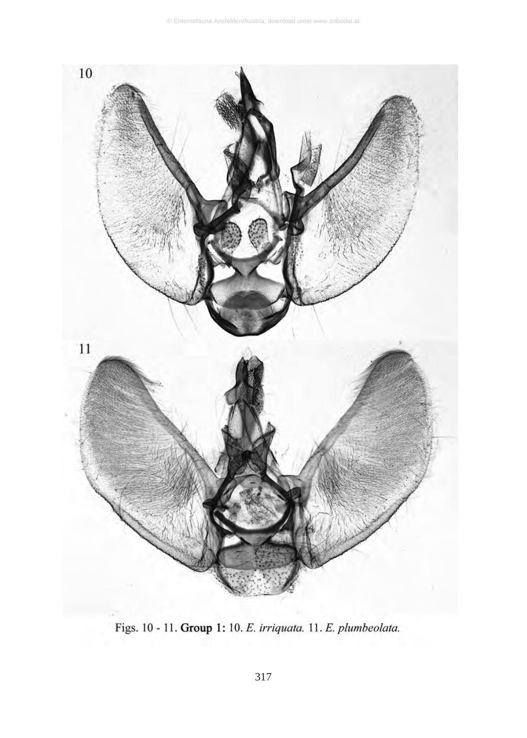Figs. 10 - 11. **Group 1:** 10. *E. irriquata.* 11. *E. plumbeolata.*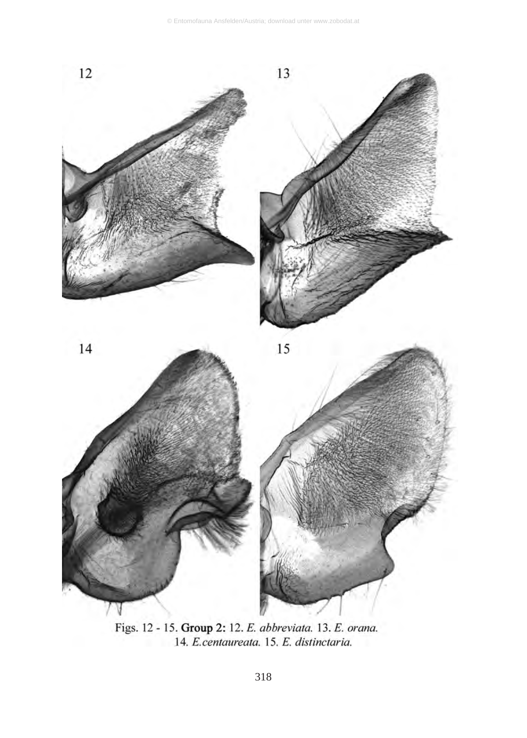12

13

14

15

Figs. 12 - 15. **Group 2:** 12. *E. abbreviata.* 13. *E. orana.* 14. *E.centaureata.* 15. *E. distinctaria.*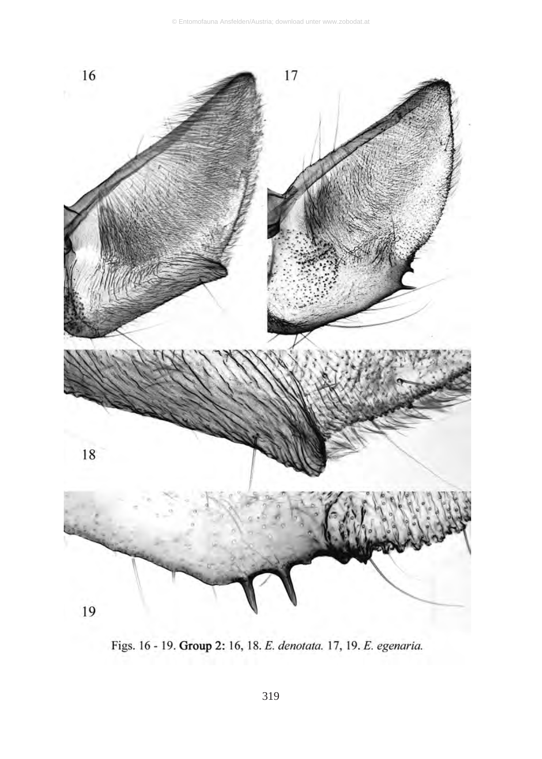Figs. 16 - 19. **Group 2:** 16, 18. *E. denotata.* 17, 19. *E. egenaria.*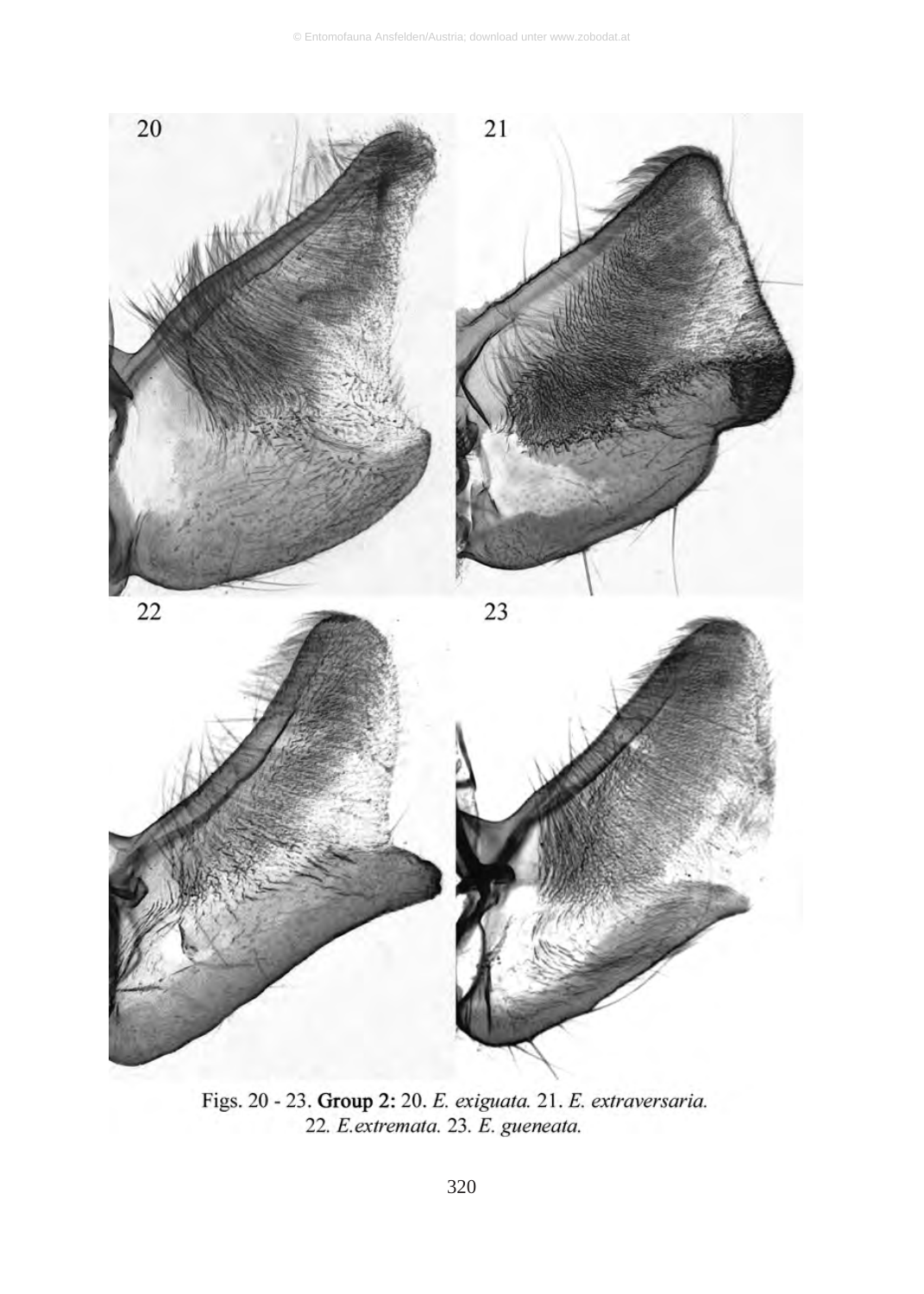Figs. 20 - 23. **Group 2:** 20. *E. exiguata.* 21. *E. extraversaria.* 22. *E.extremata.* 23. *E. gueneata.*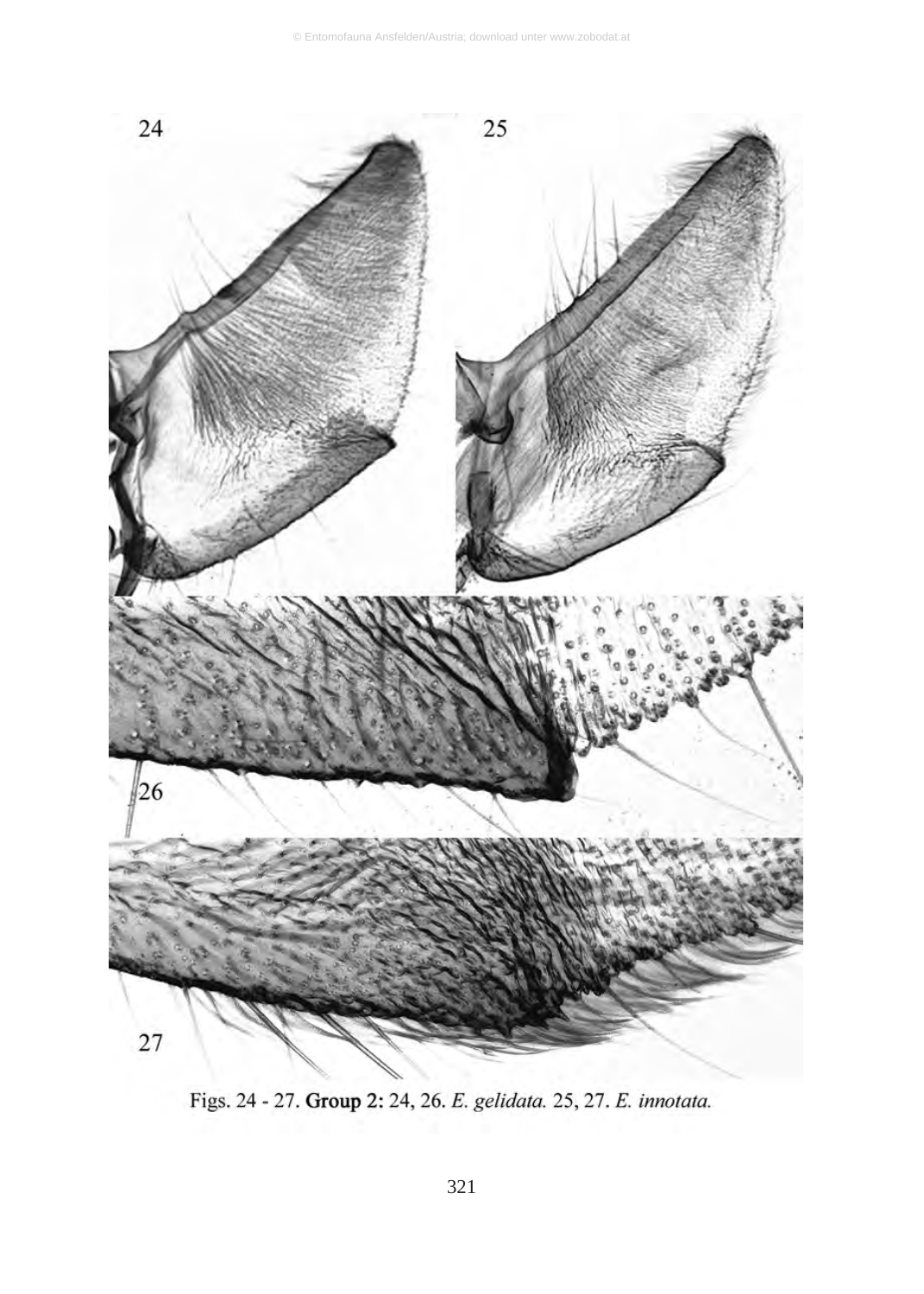Figs. 24 - 27. **Group 2:** 24, 26. *E. gelidata.* 25, 27. *E. innotata.*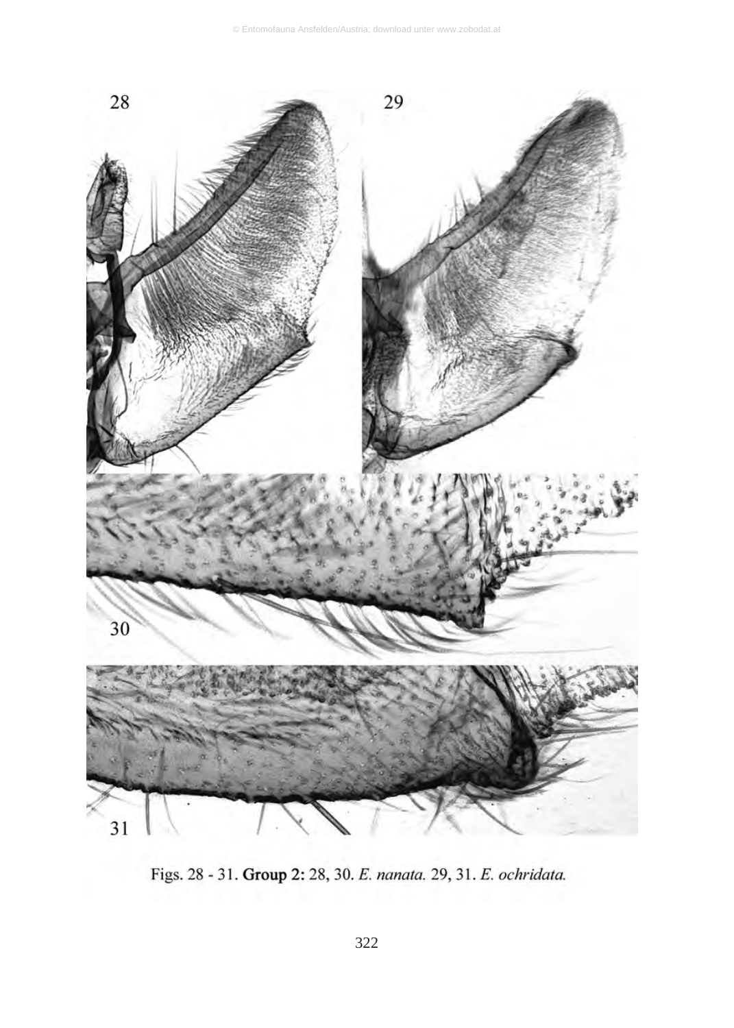Figs. 28 - 31. **Group 2:** 28, 30. *E. nanata.* 29, 31. *E. ochridata.*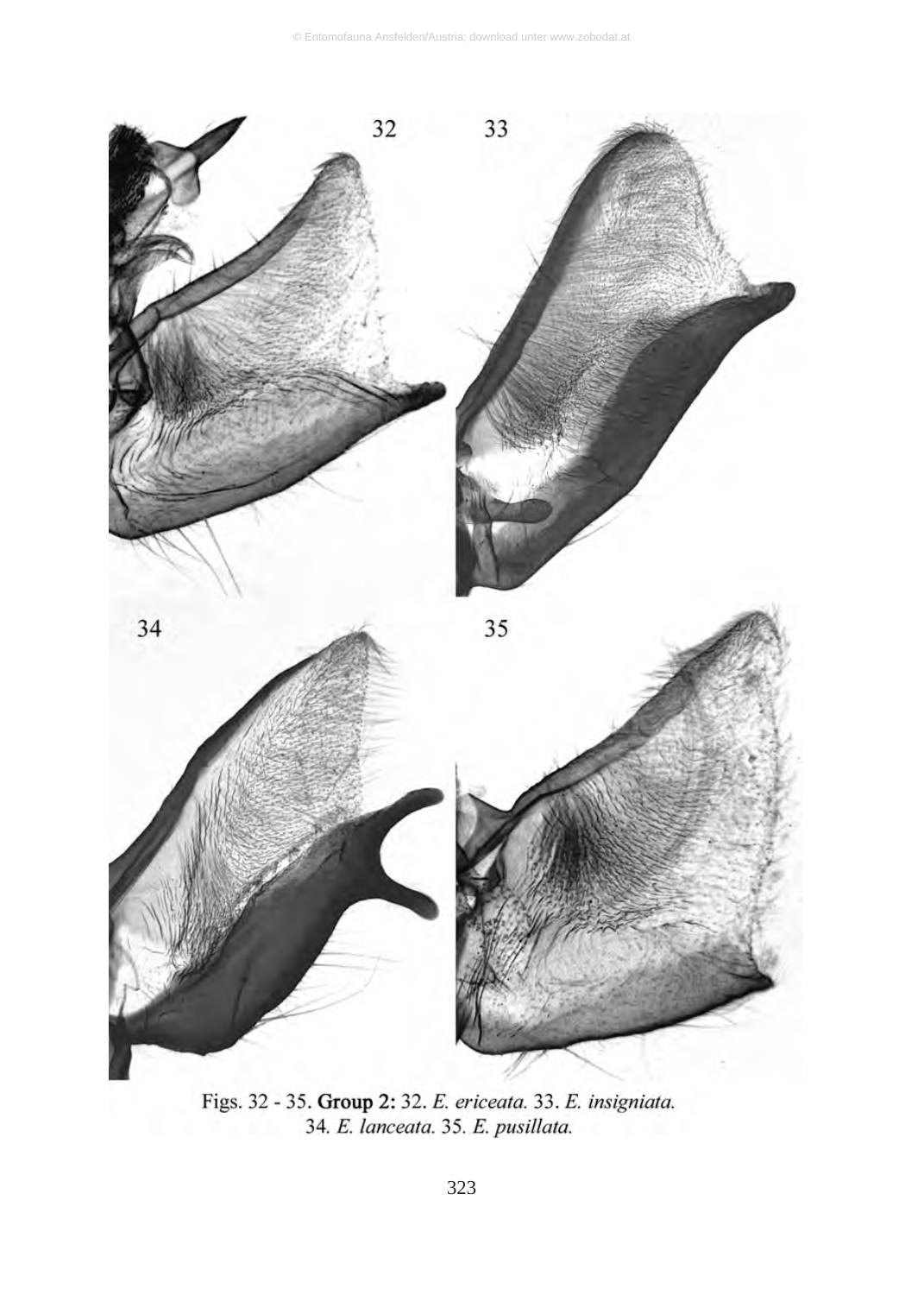Figs. 32 - 35. **Group 2:** 32. *E. ericeata.* 33. *E. insigniata.* 34. *E. lanceata.* 35. *E. pusillata.*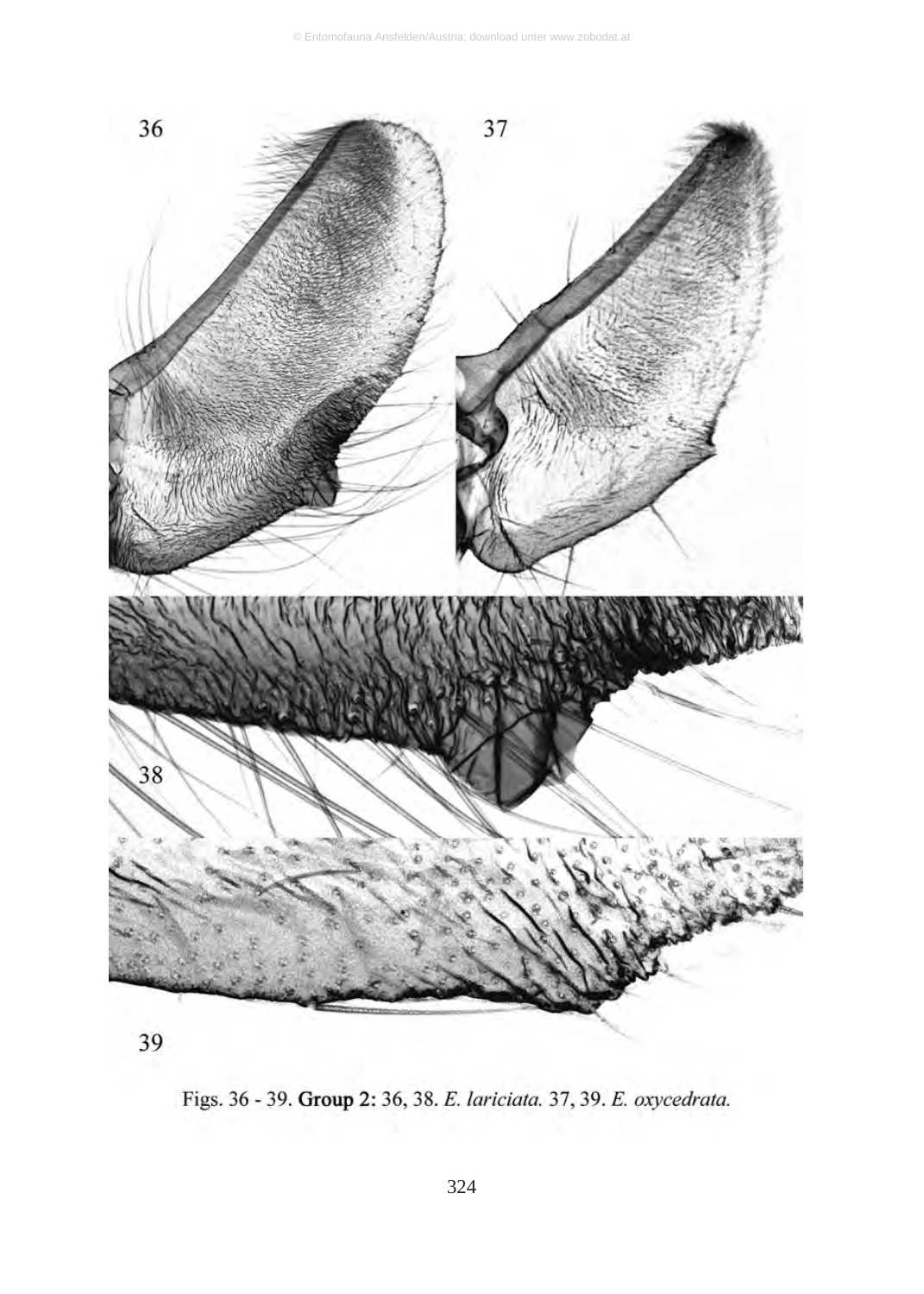Figs. 36 - 39. **Group 2:** 36, 38. *E. lariciata.* 37, 39. *E. oxycedrata.*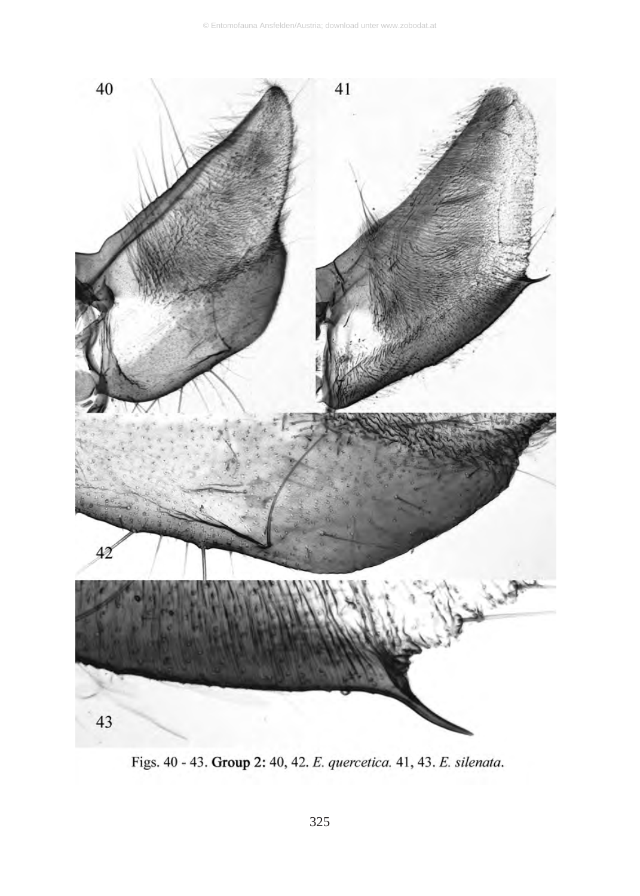Figs. 40 - 43. **Group 2:** 40, 42. *E. quercetica*. 41, 43. *E. silenata*.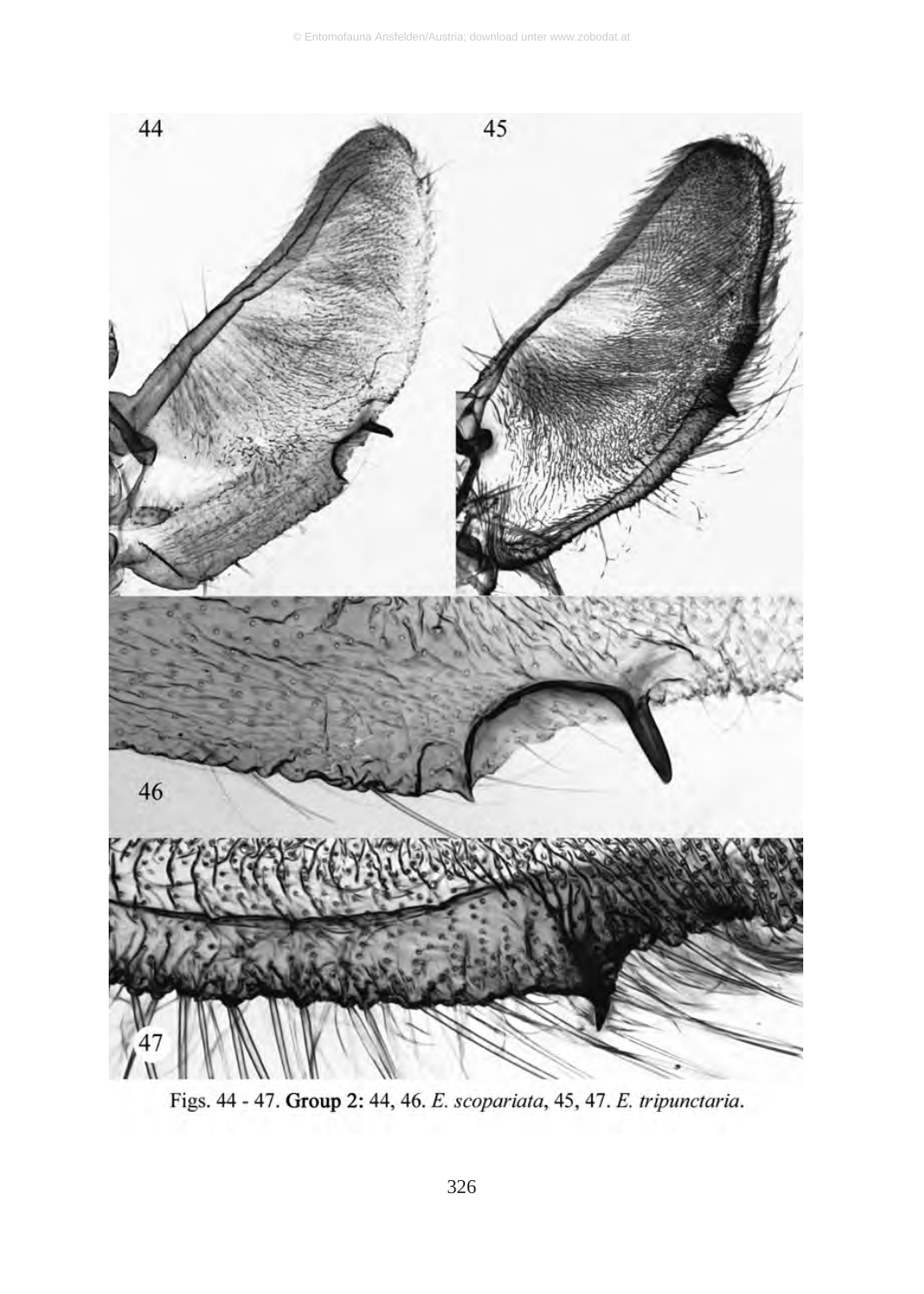Figs. 44 - 47. **Group 2:** 44, 46. *E. scopariata*, 45, 47. *E. tripunctaria*.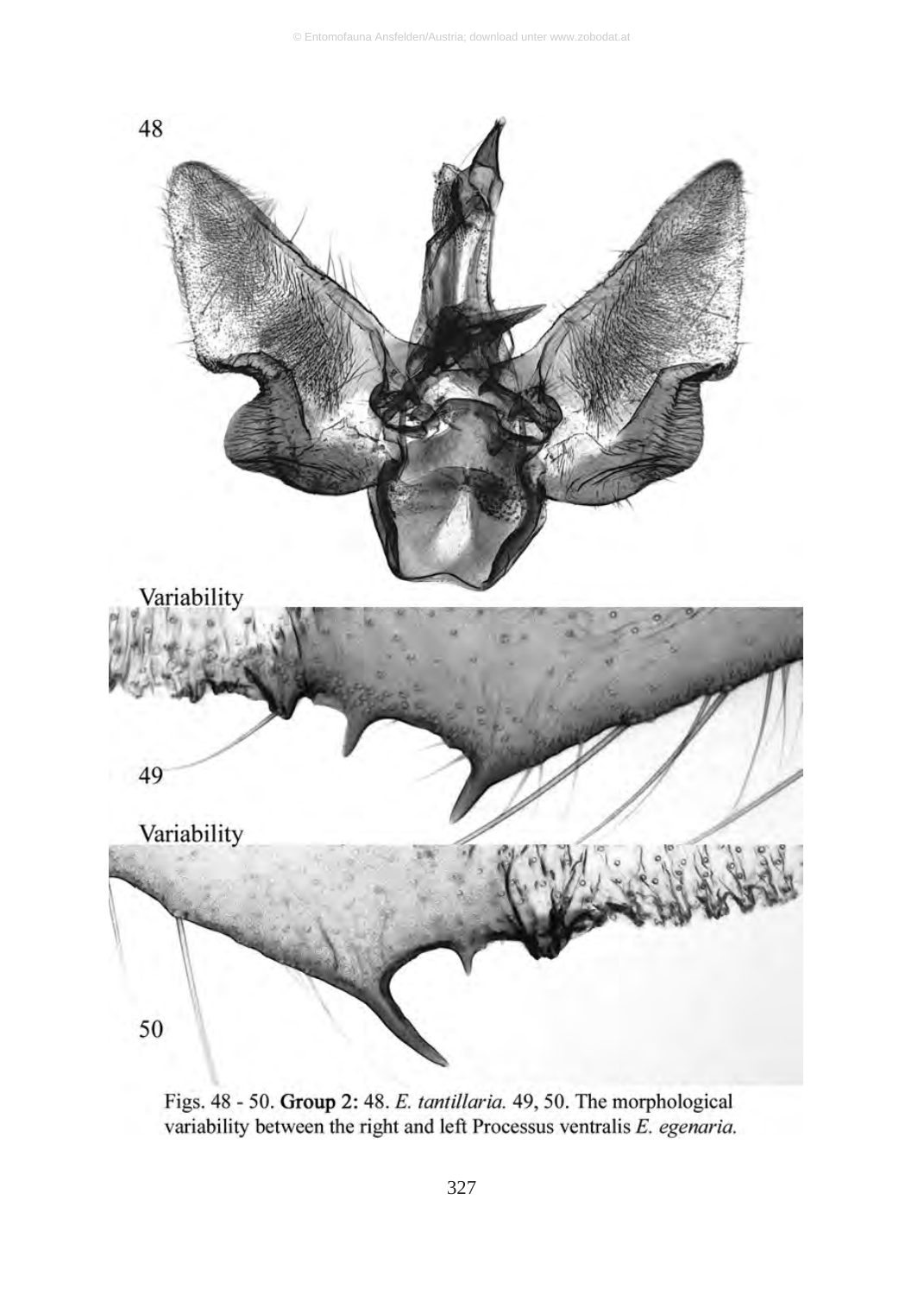Figs. 48 - 50. **Group 2:** 48. *E. tantillaria.* 49, 50. The morphological variability between the right and left Processus ventralis *E. egenaria.*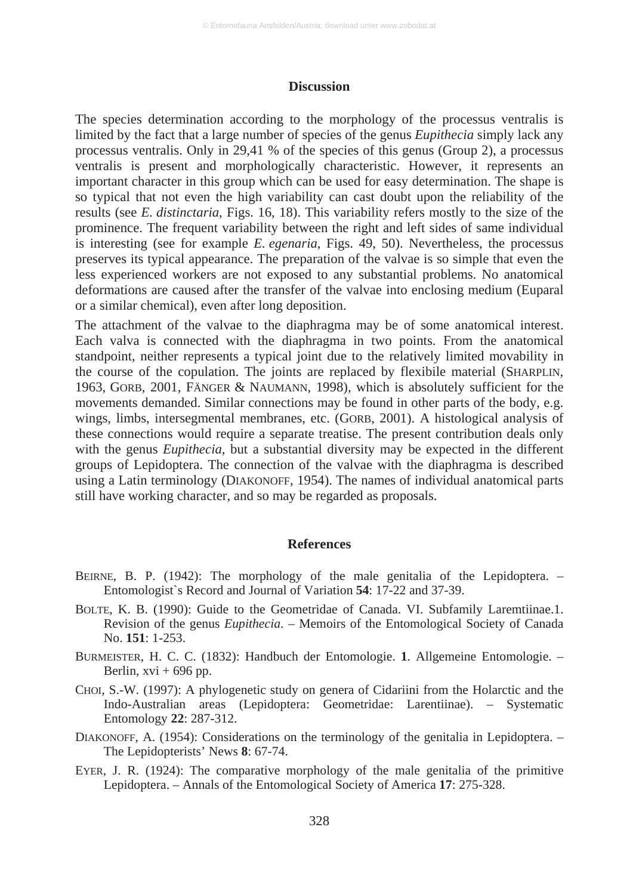## Discussion

The species determination according to the morphology of the processus ventralis is limited by the fact that a large number of species of the genus *Eupithecia* simply lack any processus ventralis. Only in 29,41 % of the species of this genus (Group 2), a processus ventralis is present and morphologically characteristic. However, it represents an important character in this group which can be used for easy determination. The shape is so typical that not even the high variability can cast doubt upon the reliability of the results (see *E. distinctaria*, Figs. 16, 18). This variability refers mostly to the size of the prominence. The frequent variability between the right and left sides of same individual is interesting (see for example *E. egenaria*, Figs. 49, 50). Nevertheless, the processus preserves its typical appearance. The preparation of the valvae is so simple that even the less experienced workers are not exposed to any substantial problems. No anatomical deformations are caused after the transfer of the valvae into enclosing medium (Euparal or a similar chemical), even after long deposition.

The attachment of the valvae to the diaphragma may be of some anatomical interest. Each valva is connected with the diaphragma in two points. From the anatomical standpoint, neither represents a typical joint due to the relatively limited movability in the course of the copulation. The joints are replaced by flexibile material (SHARPLIN, 1963, GORB, 2001, FÄNGER & NAUMANN, 1998), which is absolutely sufficient for the movements demanded. Similar connections may be found in other parts of the body, e.g. wings, limbs, intersegmental membranes, etc. (GORB, 2001). A histological analysis of these connections would require a separate treatise. The present contribution deals only with the genus *Eupithecia*, but a substantial diversity may be expected in the different groups of Lepidoptera. The connection of the valvae with the diaphragma is described using a Latin terminology (DIAKONOFF, 1954). The names of individual anatomical parts still have working character, and so may be regarded as proposals.

## References

BEIRNE, B. P. (1942): The morphology of the male genitalia of the Lepidoptera. – Entomologist`s Record and Journal of Variation **54**: 17-22 and 37-39.

BOLTE, K. B. (1990): Guide to the Geometridae of Canada. VI. Subfamily Laremtiinae.1. Revision of the genus *Eupithecia*. – Memoirs of the Entomological Society of Canada No. **151**: 1-253.

BURMEISTER, H. C. C. (1832): Handbuch der Entomologie. **1**. Allgemeine Entomologie. – Berlin, xvi + 696 pp.

CHOI, S.-W. (1997): A phylogenetic study on genera of Cidariini from the Holarctic and the Indo-Australian areas (Lepidoptera: Geometridae: Larentiinae). – Systematic Entomology **22**: 287-312.

DIAKONOFF, A. (1954): Considerations on the terminology of the genitalia in Lepidoptera. – The Lepidopterists' News **8**: 67-74.

EYER, J. R. (1924): The comparative morphology of the male genitalia of the primitive Lepidoptera. – Annals of the Entomological Society of America **17**: 275-328.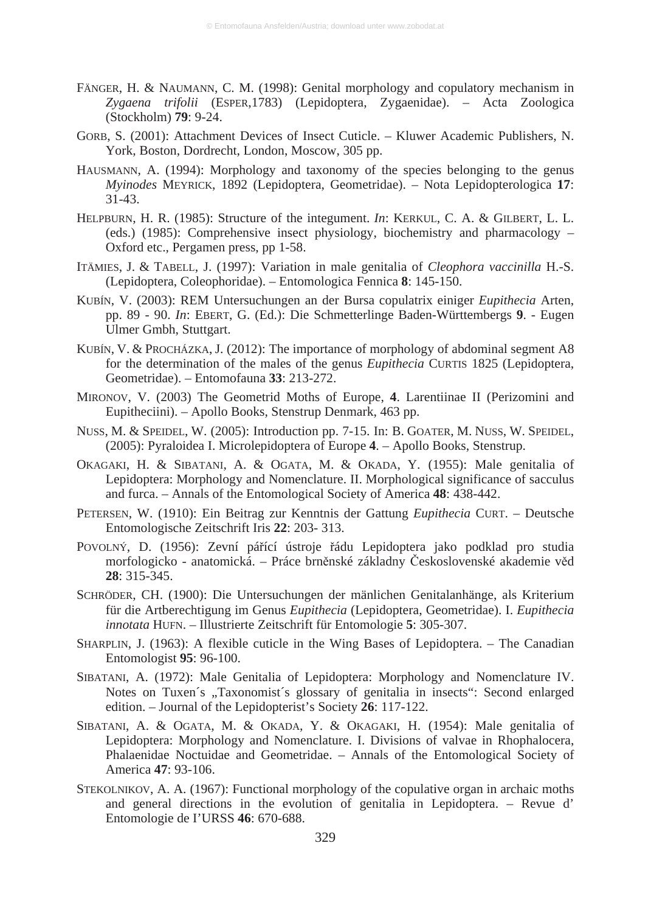FÄNGER, H. & NAUMANN, C. M. (1998): Genital morphology and copulatory mechanism in *Zygaena trifolii* (ESPER,1783) (Lepidoptera, Zygaenidae). – Acta Zoologica (Stockholm) **79**: 9-24.

GORB, S. (2001): Attachment Devices of Insect Cuticle. – Kluwer Academic Publishers, N. York, Boston, Dordrecht, London, Moscow, 305 pp.

HAUSMANN, A. (1994): Morphology and taxonomy of the species belonging to the genus *Myinodes* MEYRICK, 1892 (Lepidoptera, Geometridae). – Nota Lepidopterologica **17**: 31-43.

HELPBURN, H. R. (1985): Structure of the integument. *In*: KERKUL, C. A. & GILBERT, L. L. (eds.) (1985): Comprehensive insect physiology, biochemistry and pharmacology – Oxford etc., Pergamen press, pp 1-58.

ITÄMIES, J. & TABELL, J. (1997): Variation in male genitalia of *Cleophora vaccinilla* H.-S. (Lepidoptera, Coleophoridae). – Entomologica Fennica **8**: 145-150.

KUBÍN, V. (2003): REM Untersuchungen an der Bursa copulatrix einiger *Eupithecia* Arten, pp. 89 - 90. *In*: EBERT, G. (Ed.): Die Schmetterlinge Baden-Württembergs **9**. - Eugen Ulmer Gmbh, Stuttgart.

KUBÍN, V. & PROCHÁZKA, J. (2012): The importance of morphology of abdominal segment A8 for the determination of the males of the genus *Eupithecia* CURTIS 1825 (Lepidoptera, Geometridae). – Entomofauna **33**: 213-272.

MIRONOV, V. (2003) The Geometrid Moths of Europe, **4**. Larentiinae II (Perizomini and Eupitheciini). – Apollo Books, Stenstrup Denmark, 463 pp.

NUSS, M. & SPEIDEL, W. (2005): Introduction pp. 7-15. In: B. GOATER, M. NUSS, W. SPEIDEL, (2005): Pyraloidea I. Microlepidoptera of Europe **4**. – Apollo Books, Stenstrup.

OKAGAKI, H. & SIBATANI, A. & OGATA, M. & OKADA, Y. (1955): Male genitalia of Lepidoptera: Morphology and Nomenclature. II. Morphological significance of sacculus and furca. – Annals of the Entomological Society of America **48**: 438-442.

PETERSEN, W. (1910): Ein Beitrag zur Kenntnis der Gattung *Eupithecia* CURT. – Deutsche Entomologische Zeitschrift Iris **22**: 203- 313.

POVOLNÝ, D. (1956): Zevní pářící ústroje řádu Lepidoptera jako podklad pro studia morfologicko - anatomická. – Práce brněnské základny Československé akademie věd **28**: 315-345.

SCHRÖDER, CH. (1900): Die Untersuchungen der mänlichen Genitalanhänge, als Kriterium für die Artberechtigung im Genus *Eupithecia* (Lepidoptera, Geometridae). I. *Eupithecia innotata* HUFN. – Illustrierte Zeitschrift für Entomologie **5**: 305-307.

SHARPLIN, J. (1963): A flexible cuticle in the Wing Bases of Lepidoptera. – The Canadian Entomologist **95**: 96-100.

SIBATANI, A. (1972): Male Genitalia of Lepidoptera: Morphology and Nomenclature IV. Notes on Tuxen´s „Taxonomist´s glossary of genitalia in insects“: Second enlarged edition. – Journal of the Lepidopterist’s Society **26**: 117-122.

SIBATANI, A. & OGATA, M. & OKADA, Y. & OKAGAKI, H. (1954): Male genitalia of Lepidoptera: Morphology and Nomenclature. I. Divisions of valvae in Rhophalocera, Phalaenidae Noctuidae and Geometridae. – Annals of the Entomological Society of America **47**: 93-106.

STEKOLNIKOV, A. A. (1967): Functional morphology of the copulative organ in archaic moths and general directions in the evolution of genitalia in Lepidoptera. – Revue d’ Entomologie de I’URSS **46**: 670-688.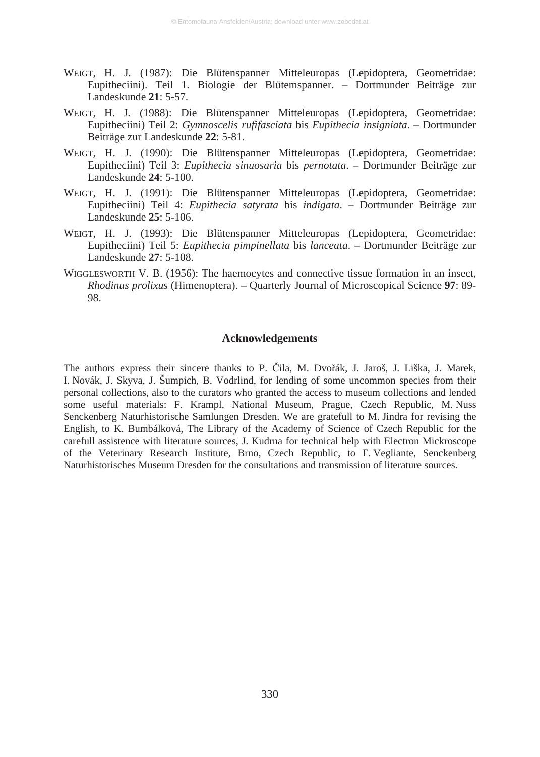WEIGT, H. J. (1987): Die Blütenspanner Mitteleuropas (Lepidoptera, Geometridae: Eupitheciini). Teil 1. Biologie der Blütemspanner. – Dortmunder Beiträge zur Landeskunde **21**: 5-57.

WEIGT, H. J. (1988): Die Blütenspanner Mitteleuropas (Lepidoptera, Geometridae: Eupitheciini) Teil 2: *Gymnoscelis rufifasciata* bis *Eupithecia insigniata*. – Dortmunder Beiträge zur Landeskunde **22**: 5-81.

WEIGT, H. J. (1990): Die Blütenspanner Mitteleuropas (Lepidoptera, Geometridae: Eupitheciini) Teil 3: *Eupithecia sinuosaria* bis *pernotata*. – Dortmunder Beiträge zur Landeskunde **24**: 5-100.

WEIGT, H. J. (1991): Die Blütenspanner Mitteleuropas (Lepidoptera, Geometridae: Eupitheciini) Teil 4: *Eupithecia satyrata* bis *indigata*. – Dortmunder Beiträge zur Landeskunde **25**: 5-106.

WEIGT, H. J. (1993): Die Blütenspanner Mitteleuropas (Lepidoptera, Geometridae: Eupitheciini) Teil 5: *Eupithecia pimpinellata* bis *lanceata*. – Dortmunder Beiträge zur Landeskunde **27**: 5-108.

WIGGLESWORTH V. B. (1956): The haemocytes and connective tissue formation in an insect, *Rhodinus prolixus* (Himenoptera). – Quarterly Journal of Microscopical Science **97**: 89-98.

## Acknowledgements

The authors express their sincere thanks to P. Čila, M. Dvořák, J. Jaroš, J. Liška, J. Marek, I. Novák, J. Skyva, J. Šumpich, B. Vodrlind, for lending of some uncommon species from their personal collections, also to the curators who granted the access to museum collections and lended some useful materials: F. Krampl, National Museum, Prague, Czech Republic, M. Nuss Senckenberg Naturhistorische Samlungen Dresden. We are gratefull to M. Jindra for revising the English, to K. Bumbálková, The Library of the Academy of Science of Czech Republic for the carefull assistence with literature sources, J. Kudrna for technical help with Electron Mickroscope of the Veterinary Research Institute, Brno, Czech Republic, to F. Vegliante, Senckenberg Naturhistorisches Museum Dresden for the consultations and transmission of literature sources.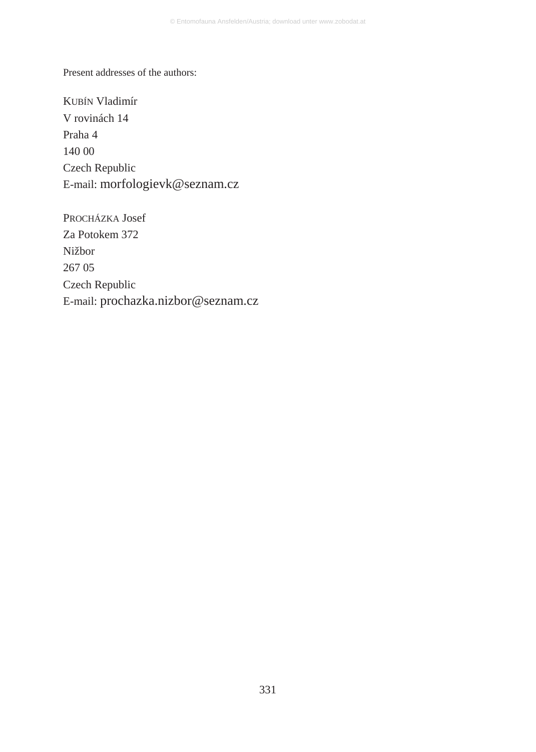Present addresses of the authors:

KUBÍN Vladimír  
V rovinách 14  
Praha 4  
140 00  
Czech Republic  
E-mail: morfologievk@seznam.cz

PROCHÁZKA Josef  
Za Potokem 372  
Nižbor  
267 05  
Czech Republic  
E-mail: prochazka.nizbor@seznam.cz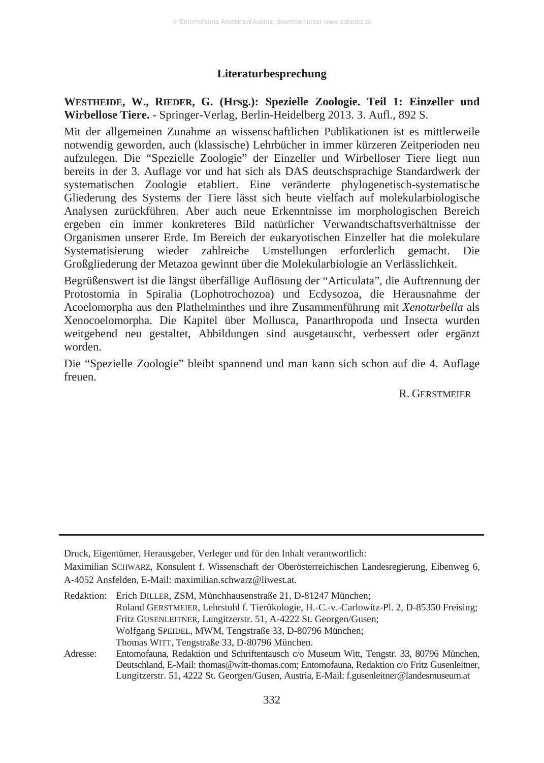## Literaturbesprechung

**WESTHEIDE, W., RIEDER, G. (Hrsg.): Spezielle Zoologie. Teil 1: Einzeller und Wirbellose Tiere.** - Springer-Verlag, Berlin-Heidelberg 2013. 3. Aufl., 892 S.

Mit der allgemeinen Zunahme an wissenschaftlichen Publikationen ist es mittlerweile notwendig geworden, auch (klassische) Lehrbücher in immer kürzeren Zeitperioden neu aufzulegen. Die "Spezielle Zoologie" der Einzeller und Wirbelloser Tiere liegt nun bereits in der 3. Auflage vor und hat sich als DAS deutschsprachige Standardwerk der systematischen Zoologie etabliert. Eine veränderte phylogenetisch-systematische Gliederung des Systems der Tiere lässt sich heute vielfach auf molekularbiologische Analysen zurückführen. Aber auch neue Erkenntnisse im morphologischen Bereich ergeben ein immer konkreteres Bild natürlicher Verwandtschaftsverhältnisse der Organismen unserer Erde. Im Bereich der eukaryotischen Einzeller hat die molekulare Systematisierung wieder zahlreiche Umstellungen erforderlich gemacht. Die Großgliederung der Metazoa gewinnt über die Molekularbiologie an Verlässlichkeit.

Begrüßenswert ist die längst überfällige Auflösung der "Articulata", die Auftrennung der Protostomia in Spiralia (Lophotrochozoa) und Ecdysozoa, die Herausnahme der Acoelomorpha aus den Plathelminthes und ihre Zusammenführung mit *Xenoturbella* als Xenocoelomorpha. Die Kapitel über Mollusca, Panarthropoda und Insecta wurden weitgehend neu gestaltet, Abbildungen sind ausgetauscht, verbessert oder ergänzt worden.

Die "Spezielle Zoologie" bleibt spannend und man kann sich schon auf die 4. Auflage freuen.

R. GERSTMEIER

---

Druck, Eigentümer, Herausgeber, Verleger und für den Inhalt verantwortlich:

Maximilian SCHWARZ, Konsulent f. Wissenschaft der Oberösterreichischen Landesregierung, Eibenweg 6, A-4052 Ansfelden, E-Mail: maximilian.schwarz@liwest.at.

Redaktion: Erich DILLER, ZSM, Münchhausenstraße 21, D-81247 München;
Roland GERSTMEIER, Lehrstuhl f. Tierökologie, H.-C.-v.-Carlowitz-Pl. 2, D-85350 Freising;
Fritz GUSENLEITNER, Lungitzerstr. 51, A-4222 St. Georgen/Gusen;
Wolfgang SPEIDEL, MWM, Tengstraße 33, D-80796 München;
Thomas WITT, Tengstraße 33, D-80796 München.

Adresse: Entomofauna, Redaktion und Schriftentausch c/o Museum Witt, Tengstr. 33, 80796 München, Deutschland, E-Mail: thomas@witt-thomas.com; Entomofauna, Redaktion c/o Fritz Gusenleitner, Lungitzerstr. 51, 4222 St. Georgen/Gusen, Austria, E-Mail: f.gusenleitner@landesmuseum.at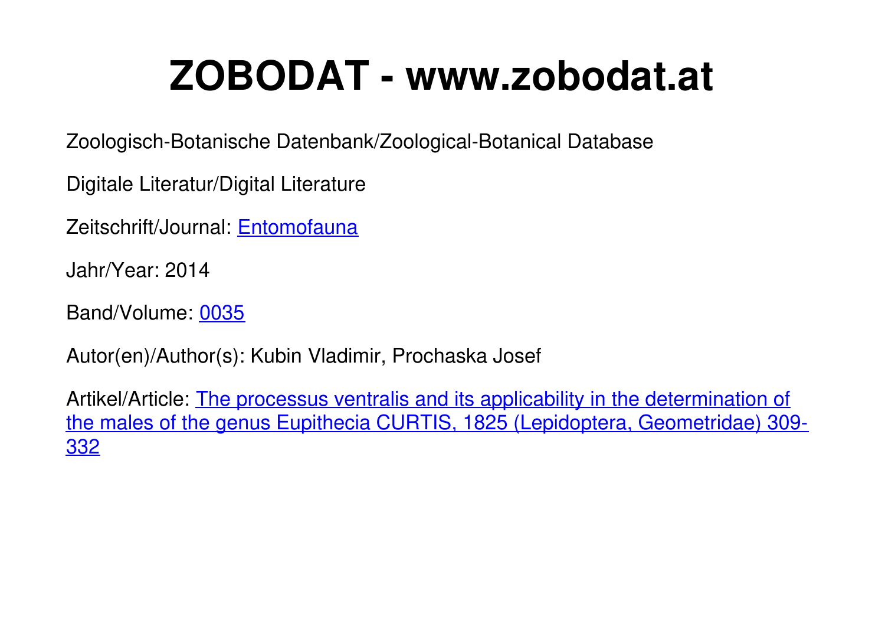# ZOBODAT - www.zobodat.at

Zoologisch-Botanische Datenbank/Zoological-Botanical Database

Digitale Literatur/Digital Literature

Zeitschrift/Journal: Entomofauna

Jahr/Year: 2014

Band/Volume: 0035

Autor(en)/Author(s): Kubin Vladimir, Prochaska Josef

Artikel/Article: The processus ventralis and its applicability in the determination of the males of the genus Eupithecia CURTIS, 1825 (Lepidoptera, Geometridae) 309-332